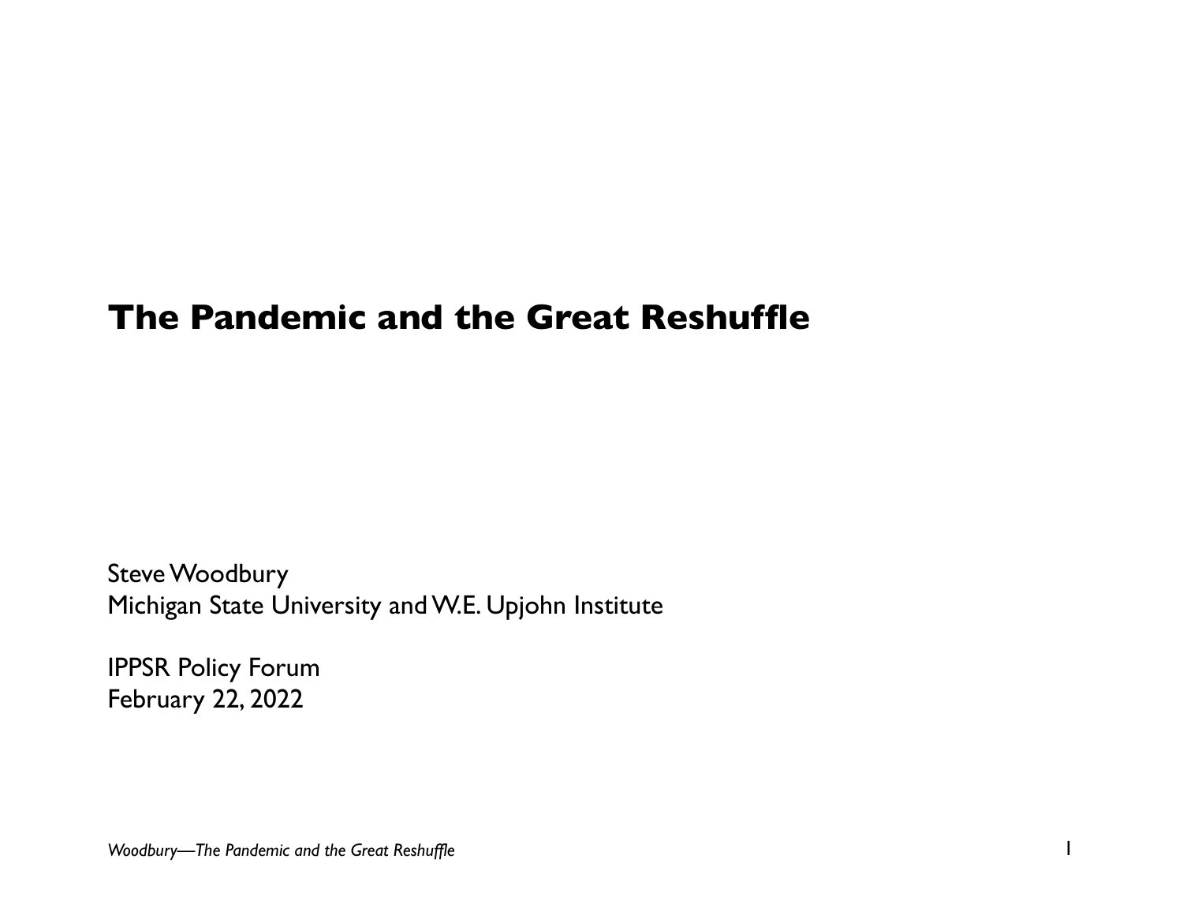# The Pandemic and the Great Reshuffle

Steve Woodbury
Michigan State University and W.E. Upjohn Institute

IPPSR Policy Forum
February 22, 2022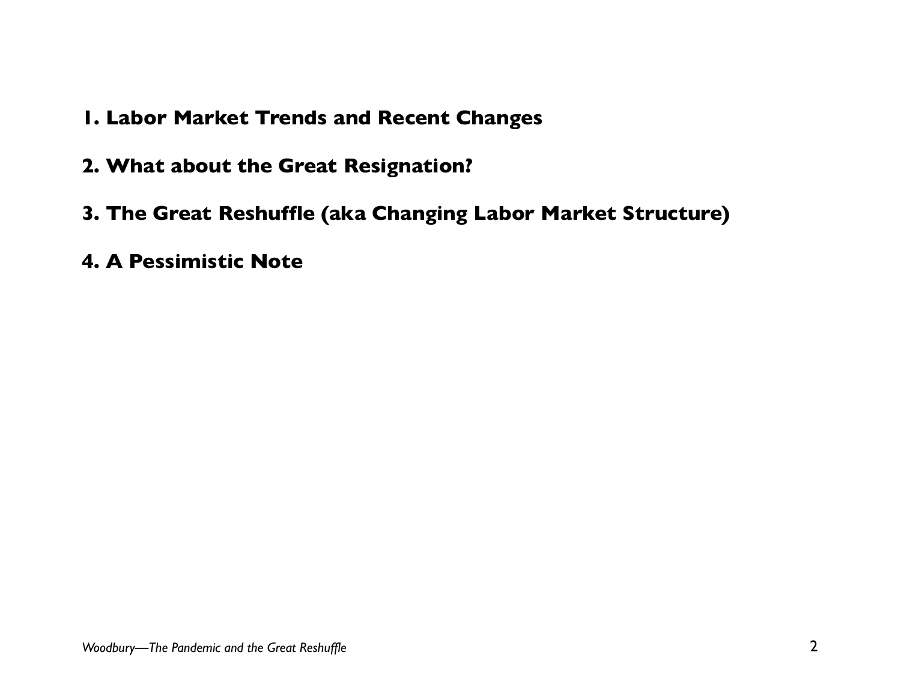**1. Labor Market Trends and Recent Changes**

**2. What about the Great Resignation?**

**3. The Great Reshuffle (aka Changing Labor Market Structure)**

**4. A Pessimistic Note**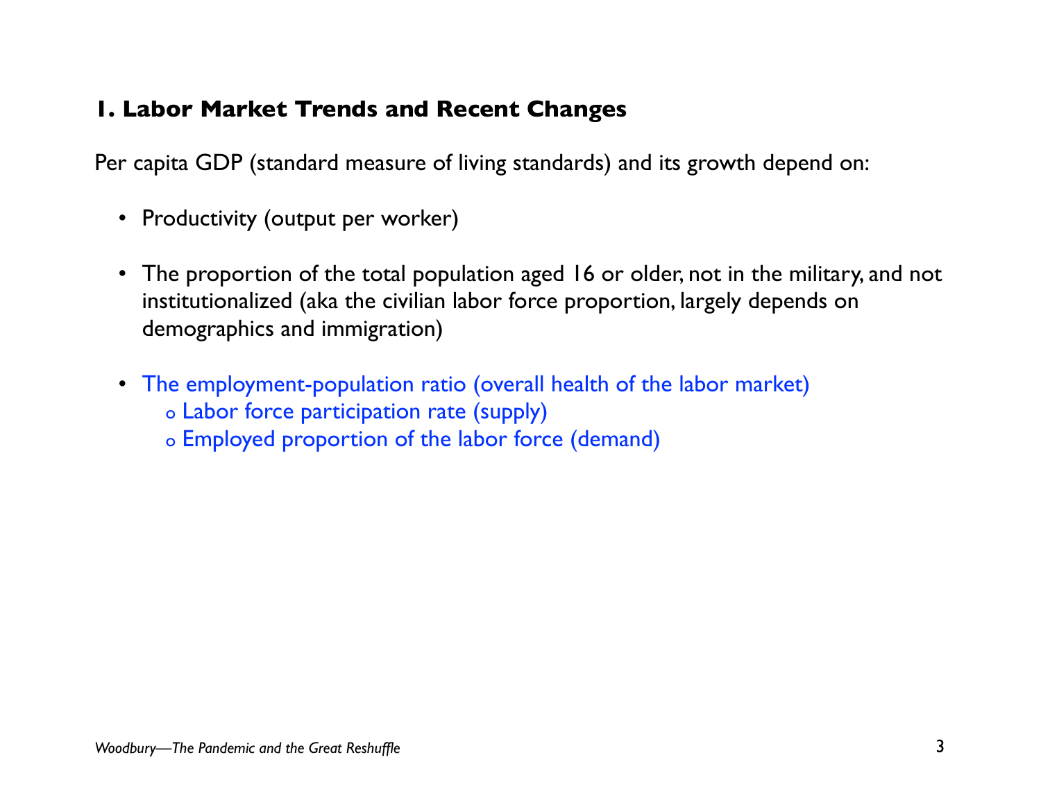## 1. Labor Market Trends and Recent Changes

Per capita GDP (standard measure of living standards) and its growth depend on:

- Productivity (output per worker)

- The proportion of the total population aged 16 or older, not in the military, and not institutionalized (aka the civilian labor force proportion, largely depends on demographics and immigration)

- The employment-population ratio (overall health of the labor market)
  - Labor force participation rate (supply)
  - Employed proportion of the labor force (demand)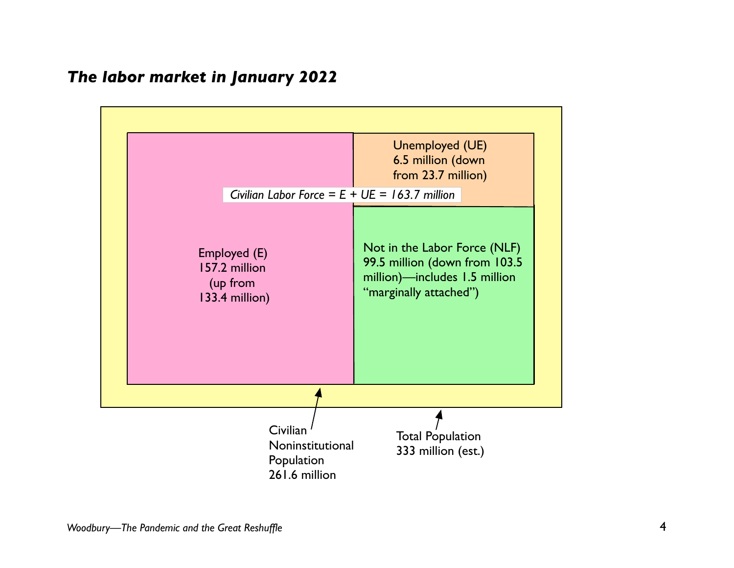## *The labor market in January 2022*

Unemployed (UE)
6.5 million (down from 23.7 million)

*Civilian Labor Force = E + UE = 163.7 million*

Employed (E)
157.2 million
(up from 133.4 million)

Not in the Labor Force (NLF)
99.5 million (down from 103.5 million)—includes 1.5 million “marginally attached”)

Civilian Noninstitutional Population
261.6 million

Total Population
333 million (est.)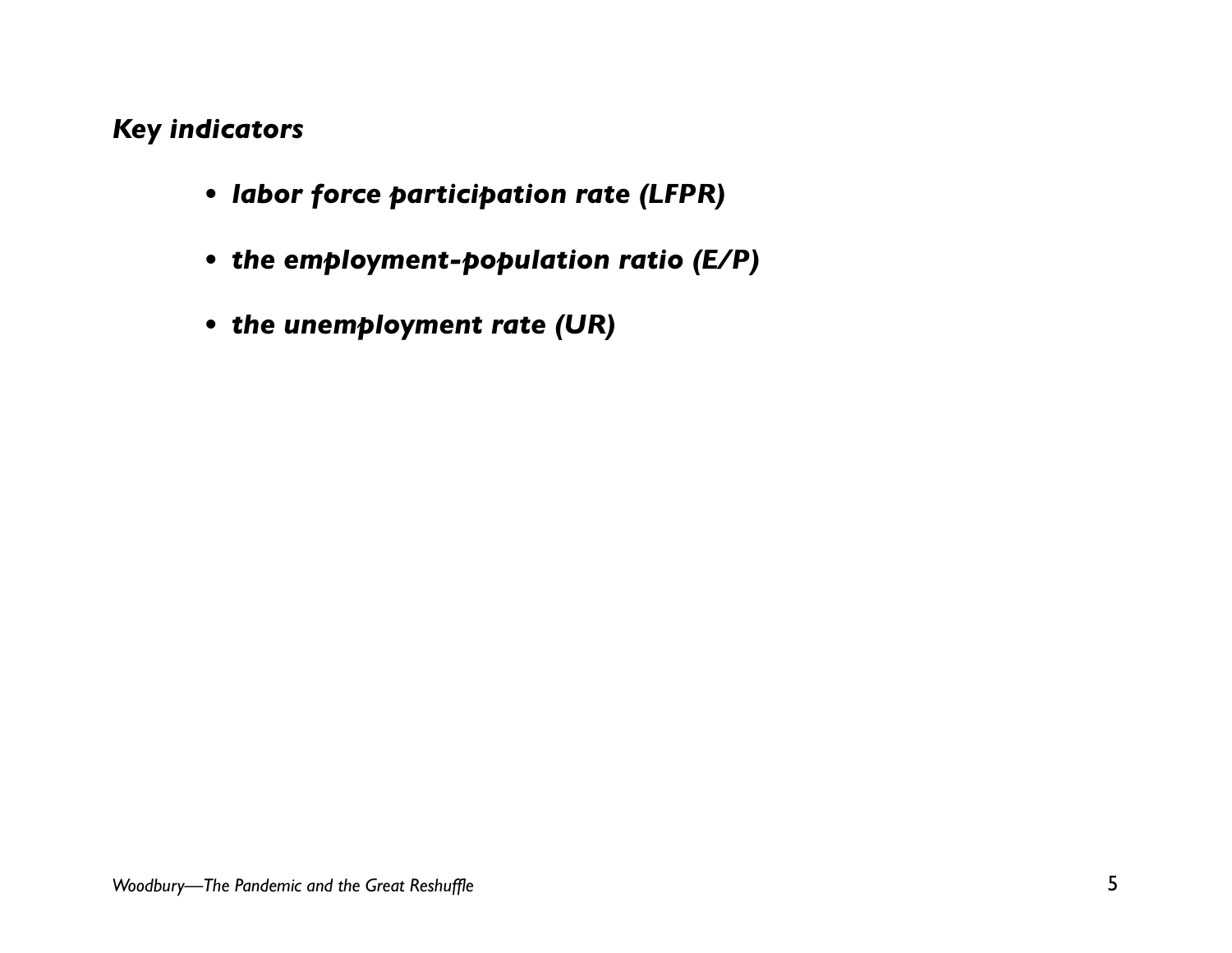***Key indicators***

- ***labor force participation rate (LFPR)***
- ***the employment-population ratio (E/P)***
- ***the unemployment rate (UR)***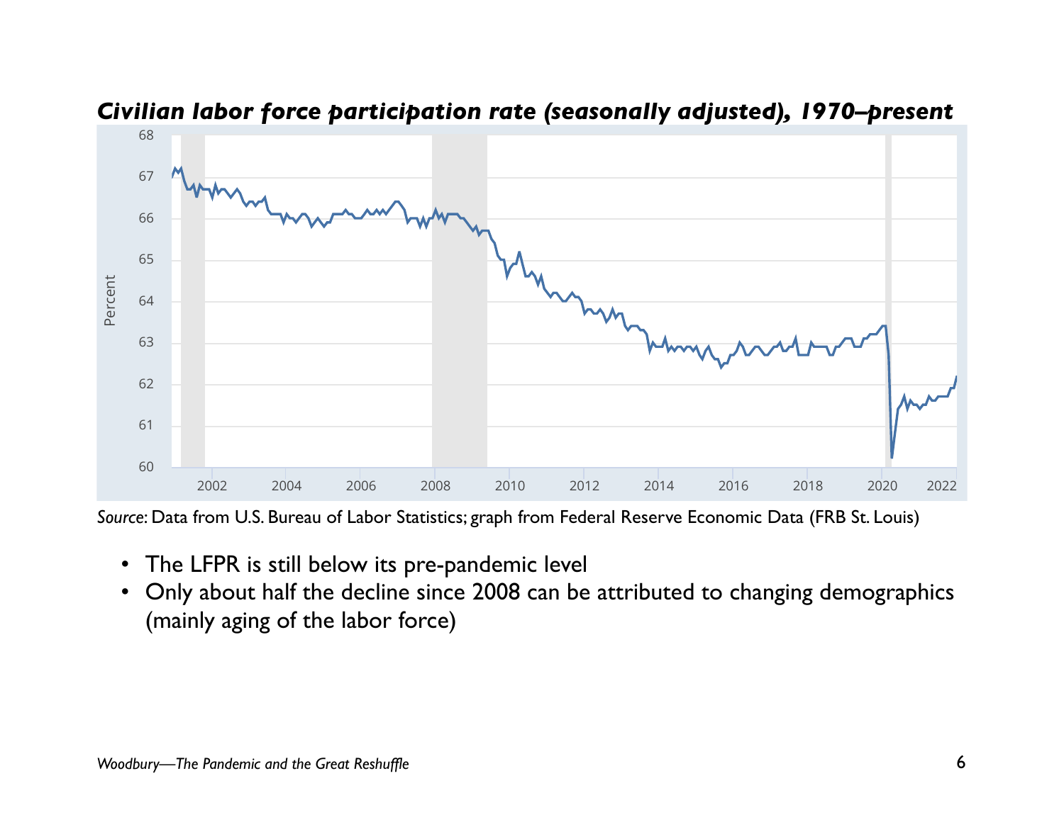### *Civilian labor force participation rate (seasonally adjusted), 1970–present*

*Source*: Data from U.S. Bureau of Labor Statistics; graph from Federal Reserve Economic Data (FRB St. Louis)

- The LFPR is still below its pre-pandemic level
- Only about half the decline since 2008 can be attributed to changing demographics (mainly aging of the labor force)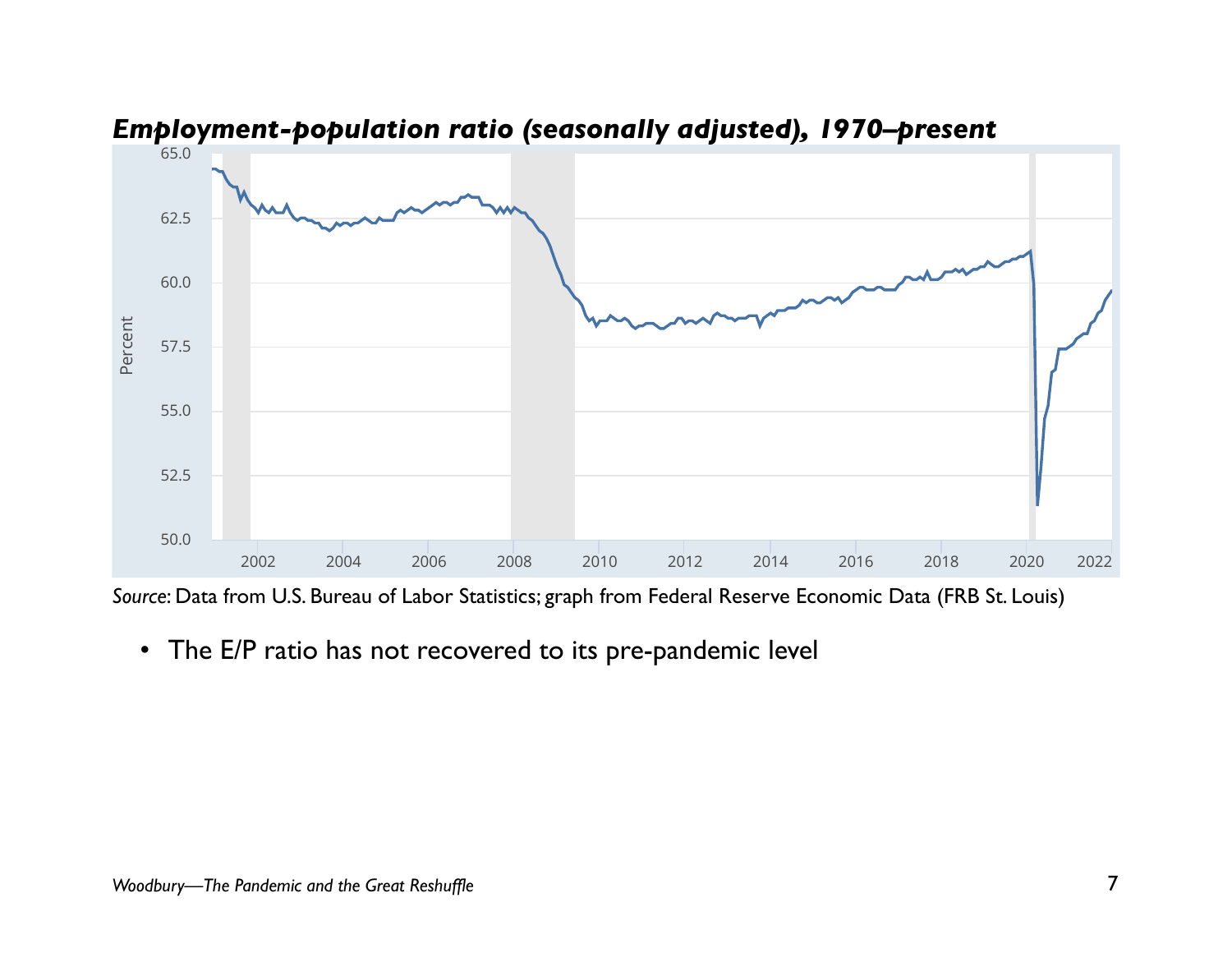***Employment-population ratio (seasonally adjusted), 1970–present***

*Source*: Data from U.S. Bureau of Labor Statistics; graph from Federal Reserve Economic Data (FRB St. Louis)

- The E/P ratio has not recovered to its pre-pandemic level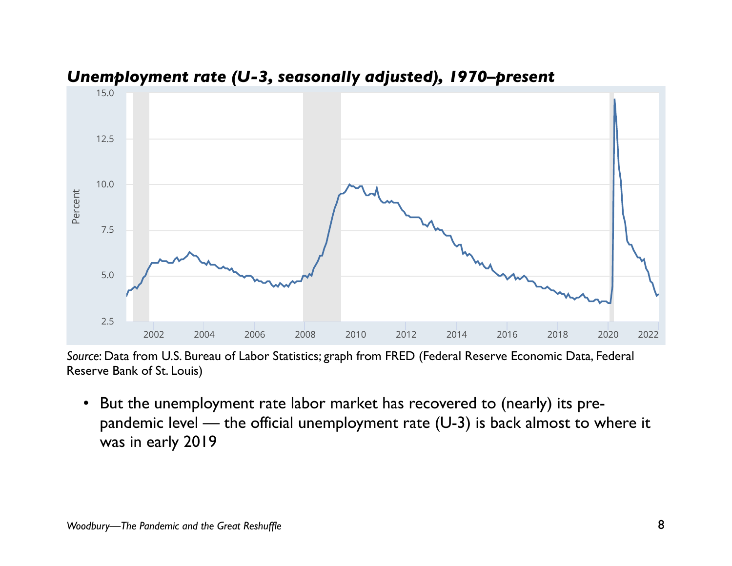***Unemployment rate (U-3, seasonally adjusted), 1970–present***

*Source*: Data from U.S. Bureau of Labor Statistics; graph from FRED (Federal Reserve Economic Data, Federal Reserve Bank of St. Louis)

- But the unemployment rate labor market has recovered to (nearly) its pre-pandemic level — the official unemployment rate (U-3) is back almost to where it was in early 2019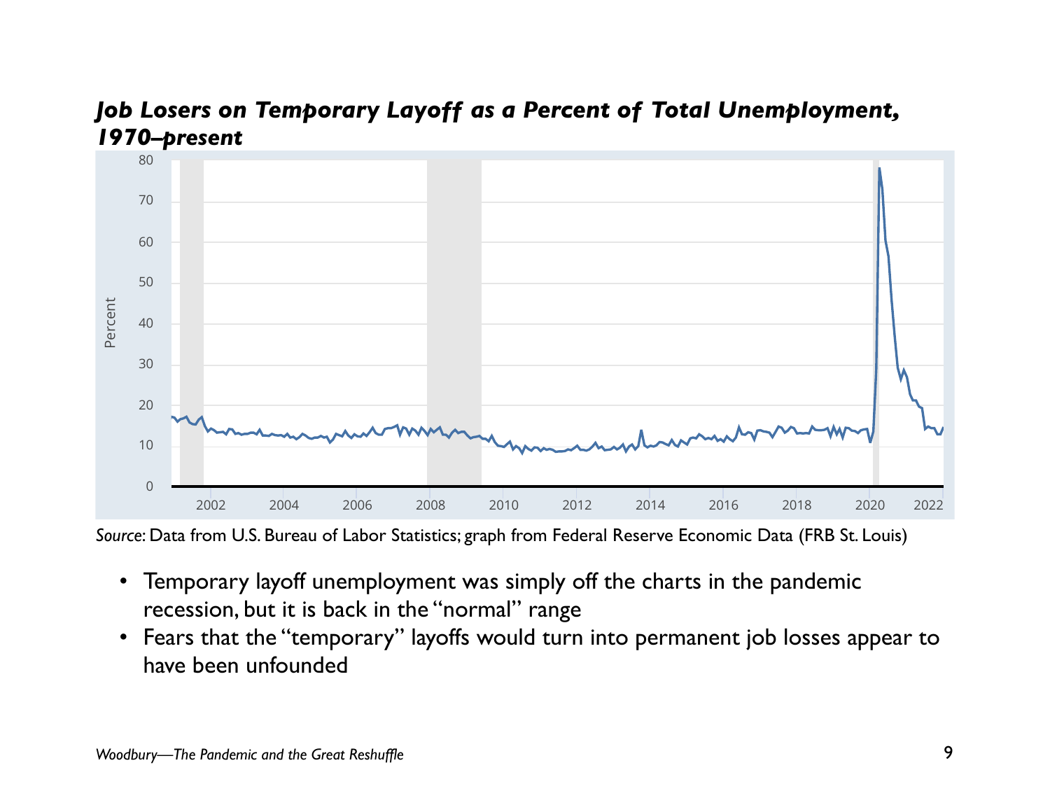### *Job Losers on Temporary Layoff as a Percent of Total Unemployment, 1970–present*

*Source*: Data from U.S. Bureau of Labor Statistics; graph from Federal Reserve Economic Data (FRB St. Louis)

- Temporary layoff unemployment was simply off the charts in the pandemic recession, but it is back in the "normal" range
- Fears that the "temporary" layoffs would turn into permanent job losses appear to have been unfounded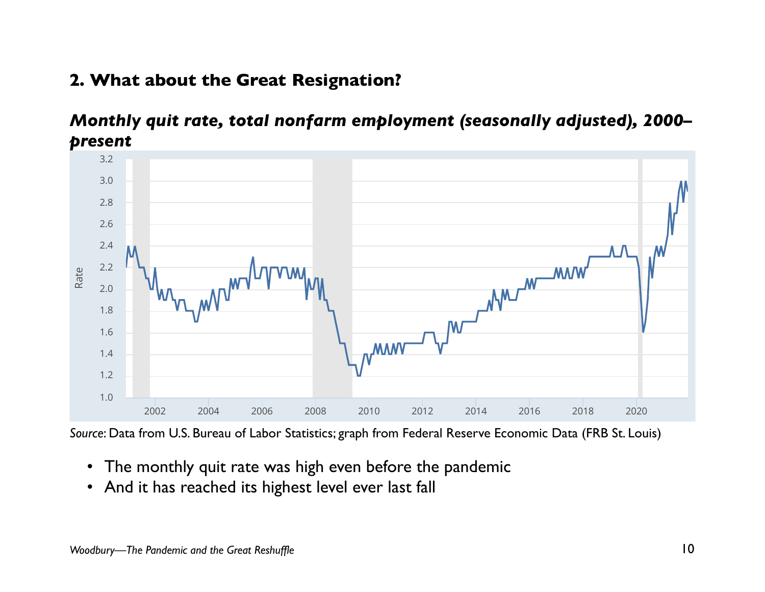## 2. What about the Great Resignation?

***Monthly quit rate, total nonfarm employment (seasonally adjusted), 2000–present***

*Source*: Data from U.S. Bureau of Labor Statistics; graph from Federal Reserve Economic Data (FRB St. Louis)

- The monthly quit rate was high even before the pandemic
- And it has reached its highest level ever last fall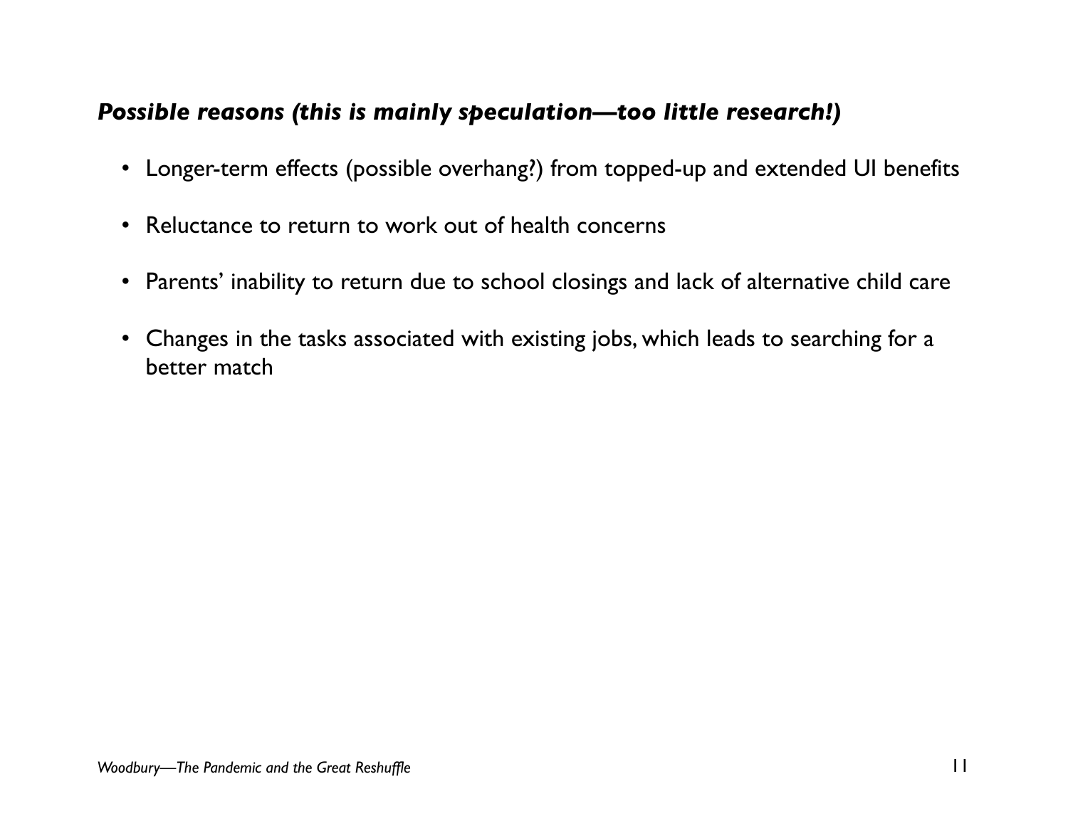***Possible reasons (this is mainly speculation—too little research!)***

- Longer-term effects (possible overhang?) from topped-up and extended UI benefits
- Reluctance to return to work out of health concerns
- Parents' inability to return due to school closings and lack of alternative child care
- Changes in the tasks associated with existing jobs, which leads to searching for a better match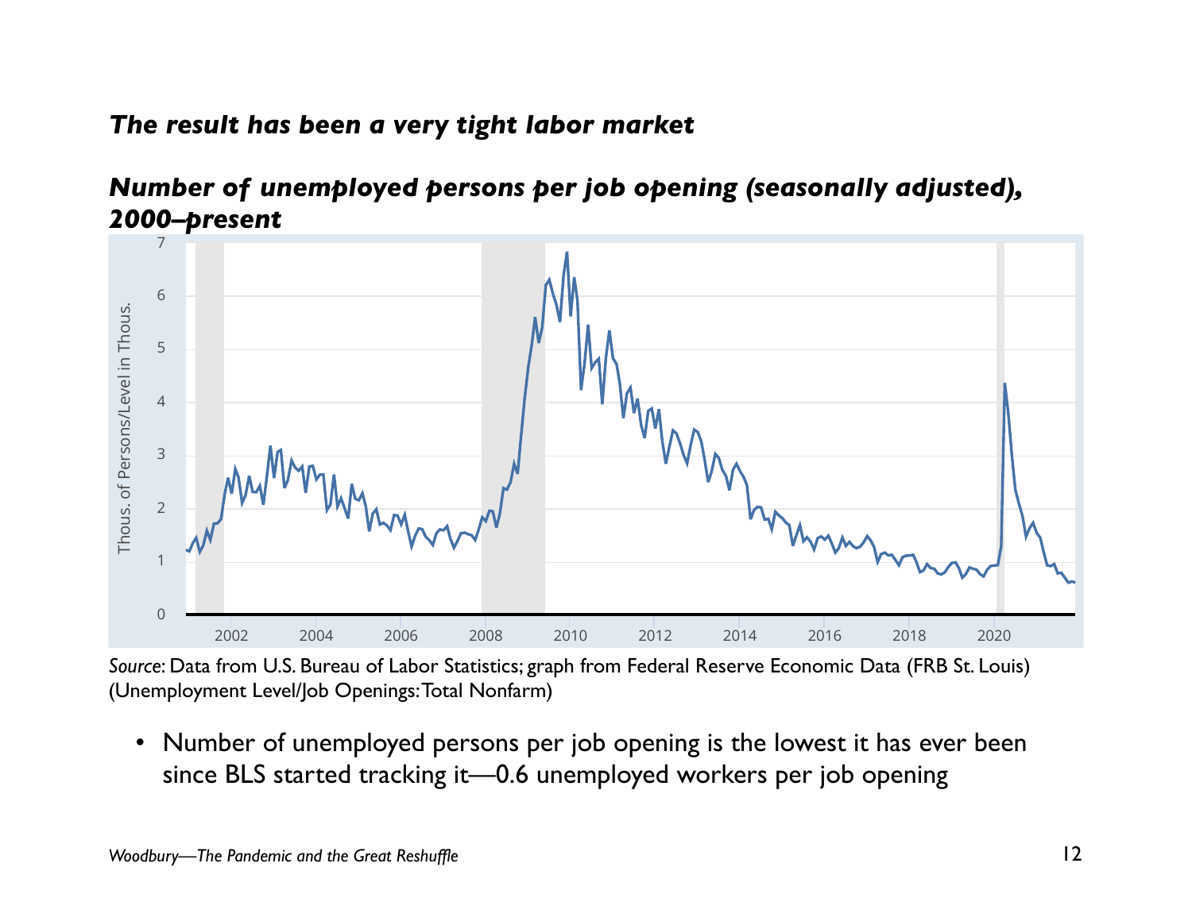***The result has been a very tight labor market***

***Number of unemployed persons per job opening (seasonally adjusted), 2000–present***

*Source*: Data from U.S. Bureau of Labor Statistics; graph from Federal Reserve Economic Data (FRB St. Louis) (Unemployment Level/Job Openings: Total Nonfarm)

- Number of unemployed persons per job opening is the lowest it has ever been since BLS started tracking it—0.6 unemployed workers per job opening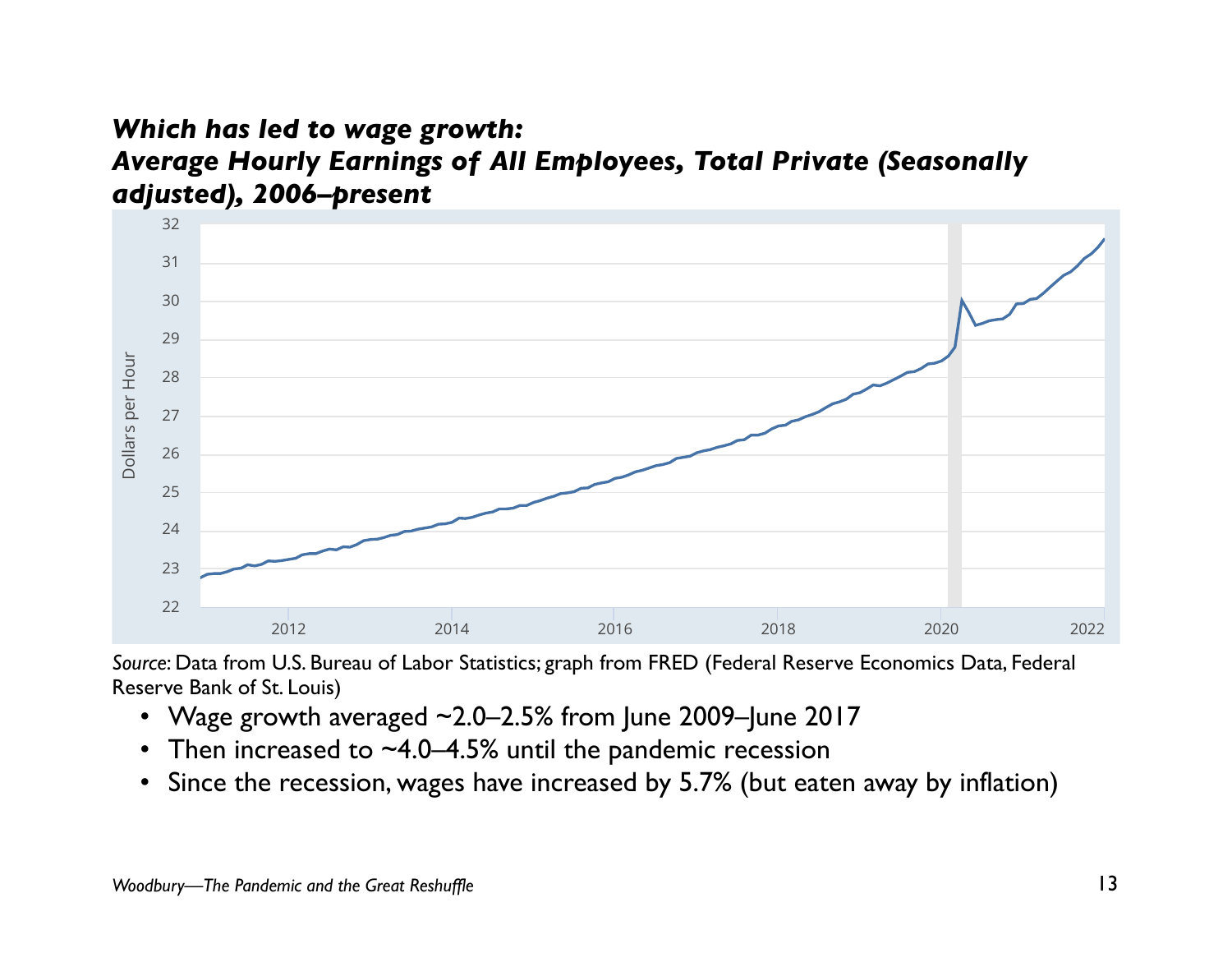***Which has led to wage growth:***
***Average Hourly Earnings of All Employees, Total Private (Seasonally adjusted), 2006–present***

*Source*: Data from U.S. Bureau of Labor Statistics; graph from FRED (Federal Reserve Economics Data, Federal Reserve Bank of St. Louis)

- Wage growth averaged ~2.0–2.5% from June 2009–June 2017
- Then increased to ~4.0–4.5% until the pandemic recession
- Since the recession, wages have increased by 5.7% (but eaten away by inflation)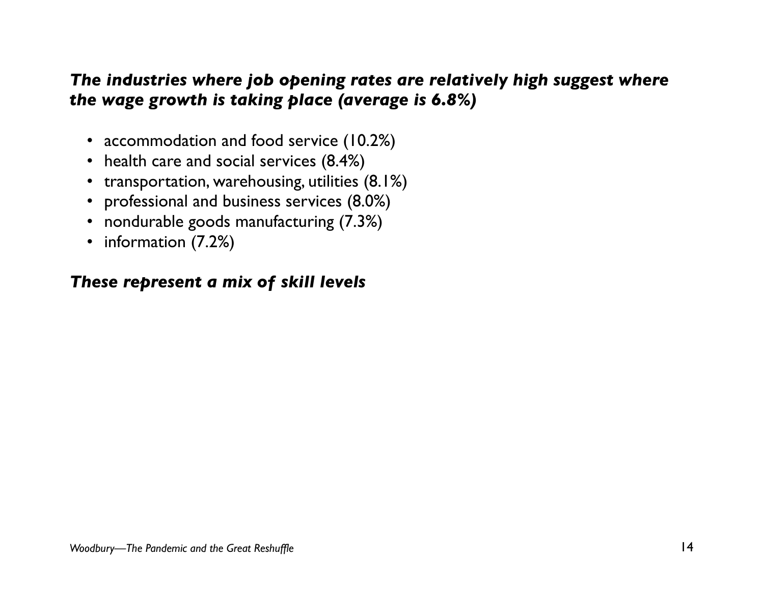***The industries where job opening rates are relatively high suggest where the wage growth is taking place (average is 6.8%)***

- accommodation and food service (10.2%)
- health care and social services (8.4%)
- transportation, warehousing, utilities (8.1%)
- professional and business services (8.0%)
- nondurable goods manufacturing (7.3%)
- information (7.2%)

***These represent a mix of skill levels***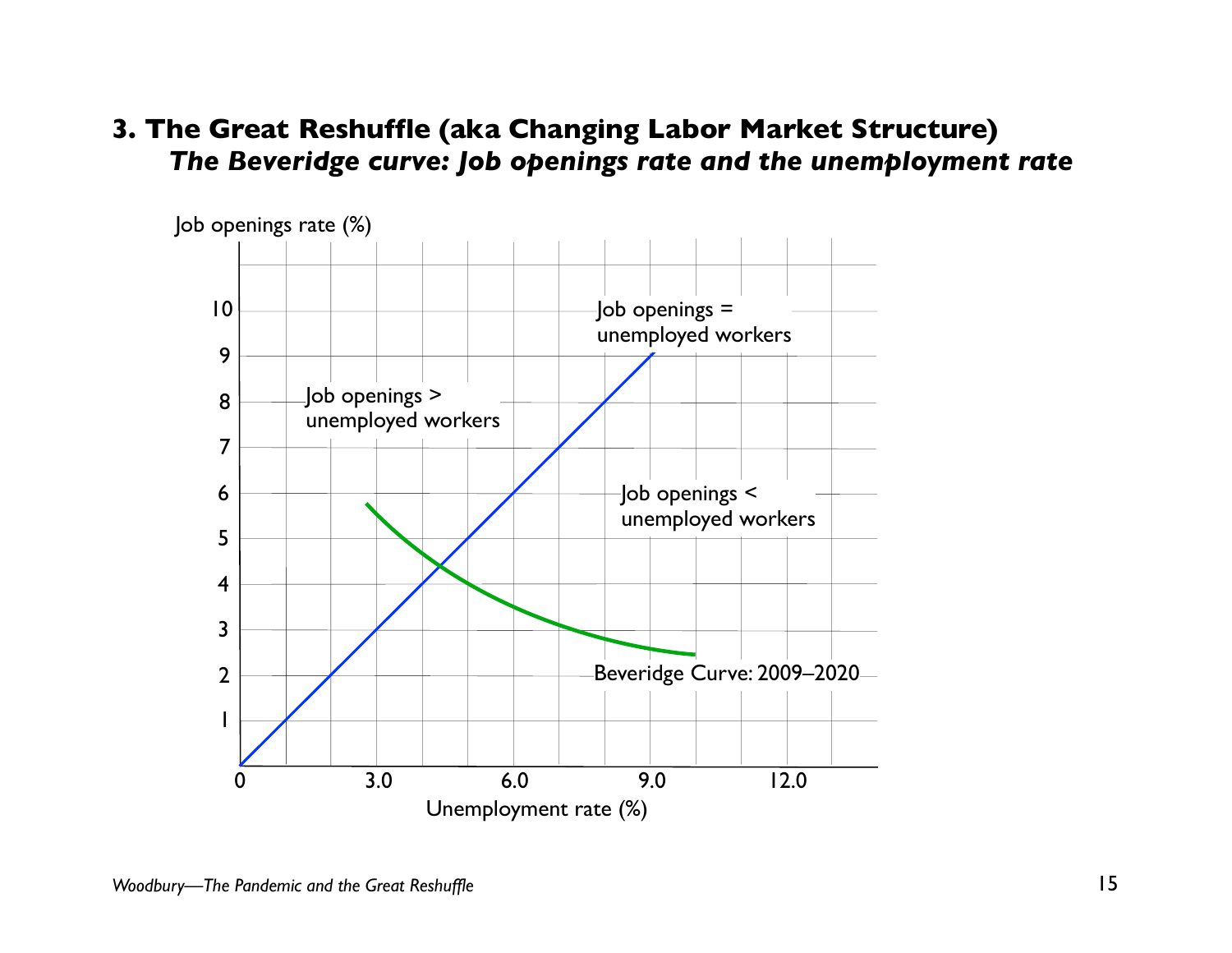## 3. The Great Reshuffle (aka Changing Labor Market Structure)

### *The Beveridge curve: Job openings rate and the unemployment rate*

Job openings rate (%)

10
9
8
7
6
5
4
3
2
1

0 3.0 6.0 9.0 12.0

Unemployment rate (%)

Job openings = unemployed workers

Job openings > unemployed workers

Job openings < unemployed workers

Beveridge Curve: 2009–2020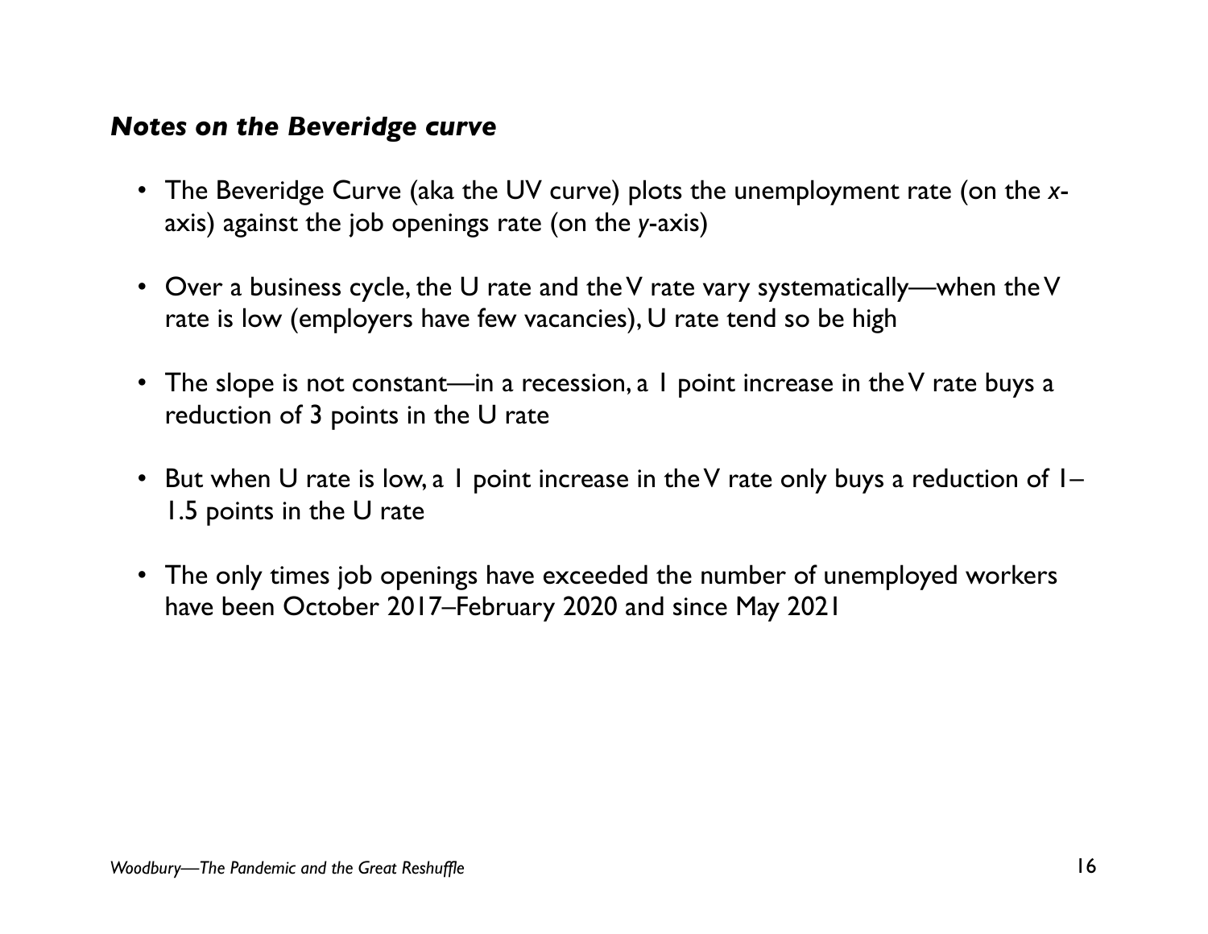### ***Notes on the Beveridge curve***

- The Beveridge Curve (aka the UV curve) plots the unemployment rate (on the *x*-axis) against the job openings rate (on the *y*-axis)
- Over a business cycle, the U rate and the V rate vary systematically—when the V rate is low (employers have few vacancies), U rate tend so be high
- The slope is not constant—in a recession, a 1 point increase in the V rate buys a reduction of 3 points in the U rate
- But when U rate is low, a 1 point increase in the V rate only buys a reduction of 1–1.5 points in the U rate
- The only times job openings have exceeded the number of unemployed workers have been October 2017–February 2020 and since May 2021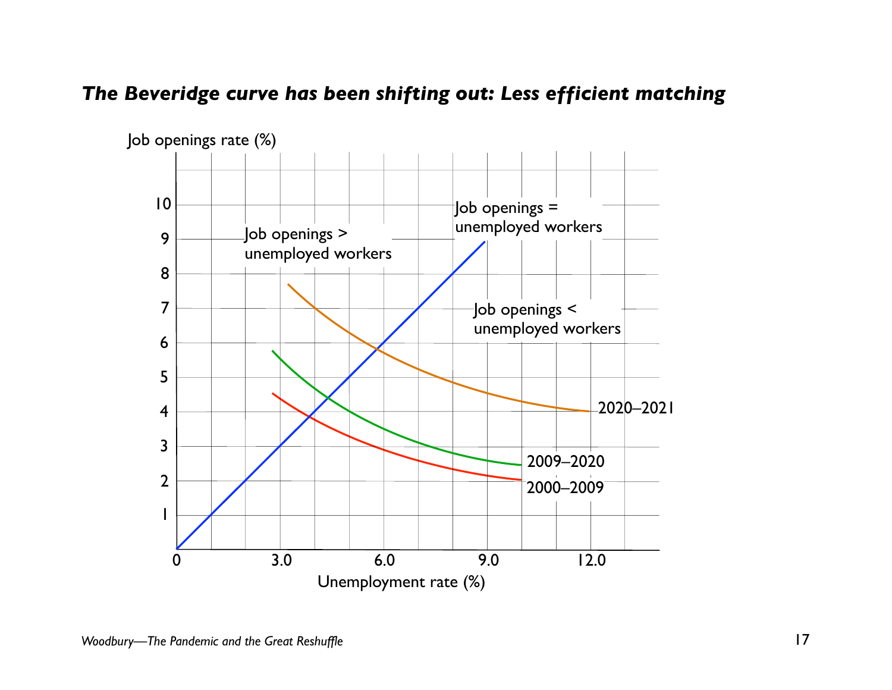## *The Beveridge curve has been shifting out: Less efficient matching*

Job openings rate (%)

10
9
8
7
6
5
4
3
2
1

Job openings > unemployed workers

Job openings = unemployed workers

Job openings < unemployed workers

2020–2021

2009–2020

2000–2009

0 3.0 6.0 9.0 12.0

Unemployment rate (%)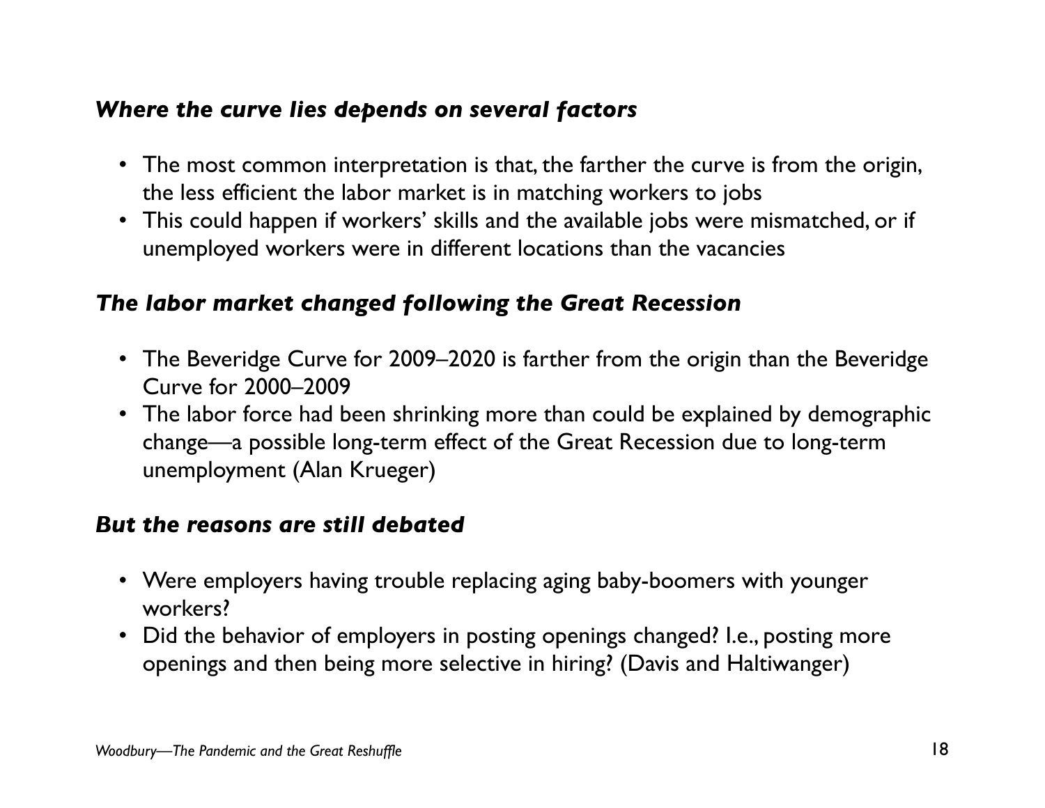***Where the curve lies depends on several factors***

- The most common interpretation is that, the farther the curve is from the origin, the less efficient the labor market is in matching workers to jobs
- This could happen if workers' skills and the available jobs were mismatched, or if unemployed workers were in different locations than the vacancies

***The labor market changed following the Great Recession***

- The Beveridge Curve for 2009–2020 is farther from the origin than the Beveridge Curve for 2000–2009
- The labor force had been shrinking more than could be explained by demographic change—a possible long-term effect of the Great Recession due to long-term unemployment (Alan Krueger)

***But the reasons are still debated***

- Were employers having trouble replacing aging baby-boomers with younger workers?
- Did the behavior of employers in posting openings changed? I.e., posting more openings and then being more selective in hiring? (Davis and Haltiwanger)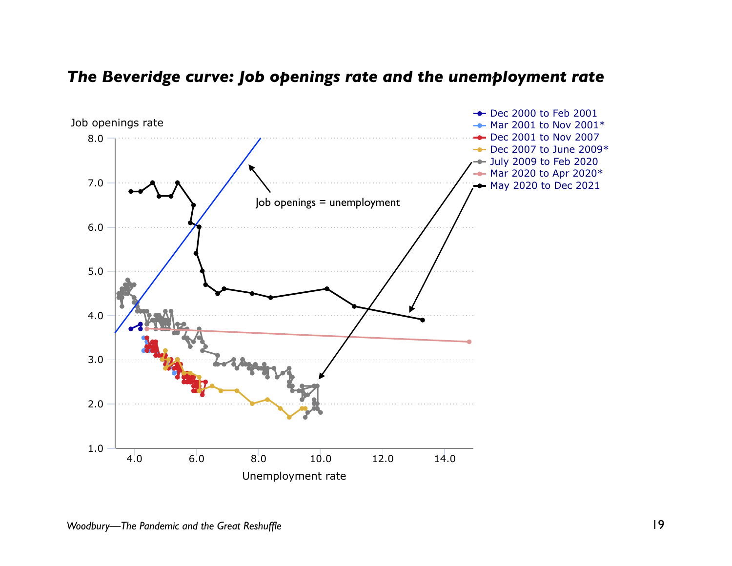### *The Beveridge curve: Job openings rate and the unemployment rate*

Job openings rate

- Dec 2000 to Feb 2001
- Mar 2001 to Nov 2001*
- Dec 2001 to Nov 2007
- Dec 2007 to June 2009*
- July 2009 to Feb 2020
- Mar 2020 to Apr 2020*
- May 2020 to Dec 2021

Job openings = unemployment

Unemployment rate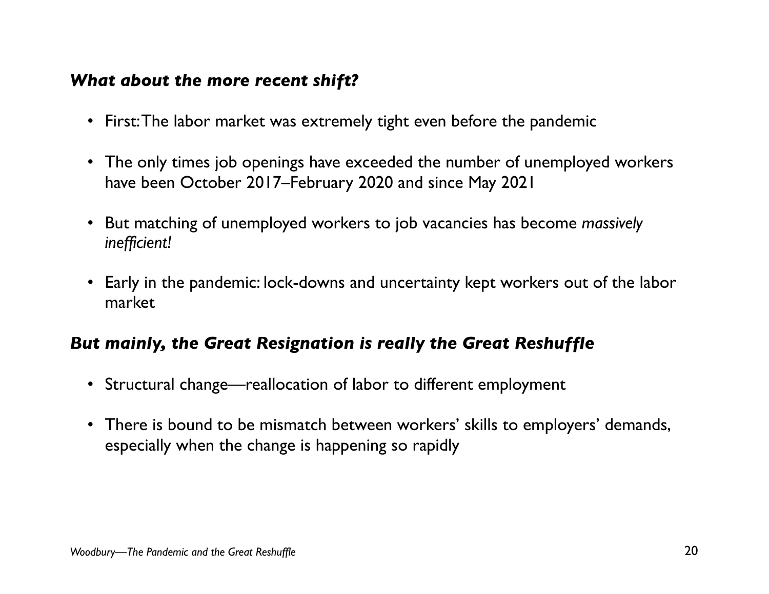### *What about the more recent shift?*

- First: The labor market was extremely tight even before the pandemic
- The only times job openings have exceeded the number of unemployed workers have been October 2017–February 2020 and since May 2021
- But matching of unemployed workers to job vacancies has become *massively inefficient!*
- Early in the pandemic: lock-downs and uncertainty kept workers out of the labor market

### *But mainly, the Great Resignation is really the Great Reshuffle*

- Structural change—reallocation of labor to different employment
- There is bound to be mismatch between workers' skills to employers' demands, especially when the change is happening so rapidly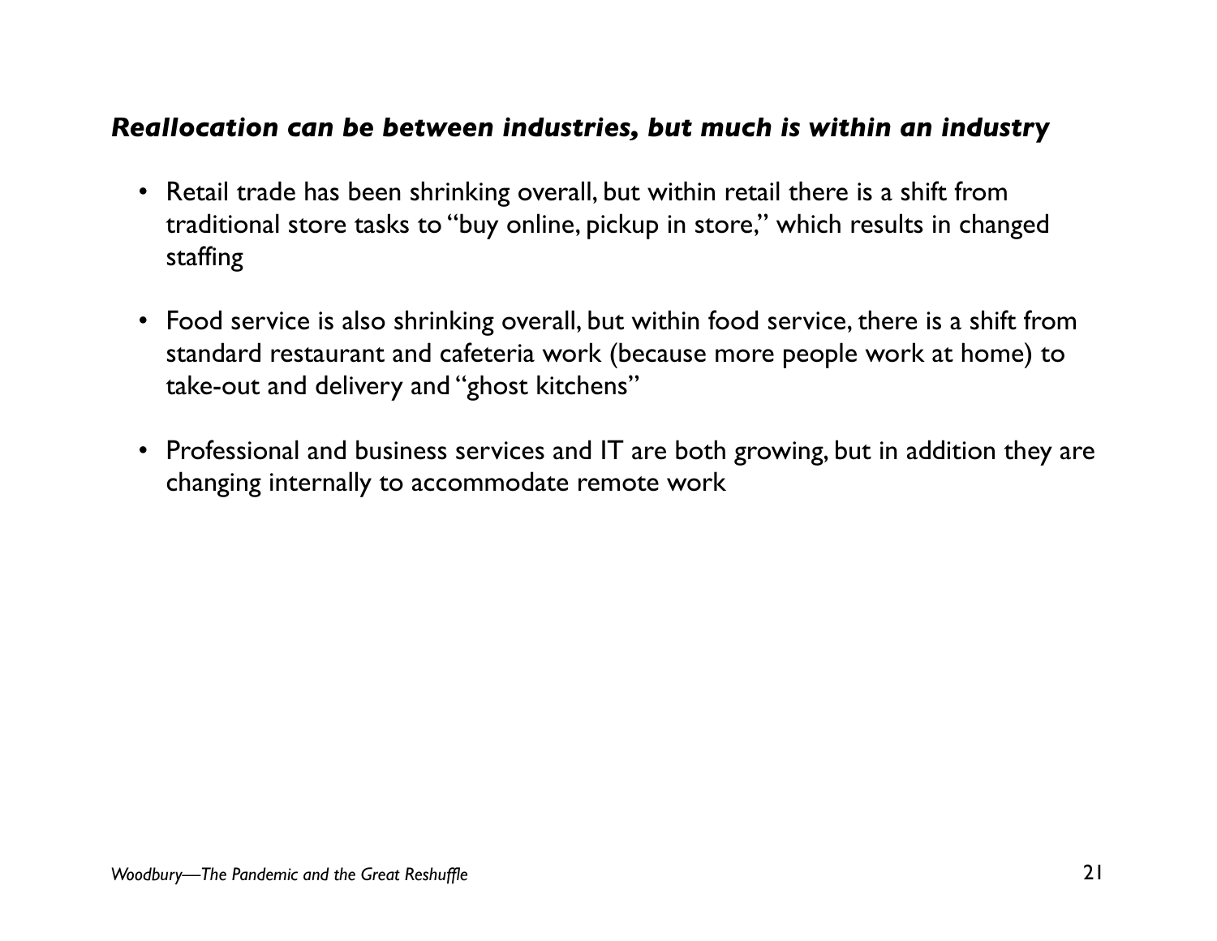## *Reallocation can be between industries, but much is within an industry*

- Retail trade has been shrinking overall, but within retail there is a shift from traditional store tasks to "buy online, pickup in store," which results in changed staffing

- Food service is also shrinking overall, but within food service, there is a shift from standard restaurant and cafeteria work (because more people work at home) to take-out and delivery and "ghost kitchens"

- Professional and business services and IT are both growing, but in addition they are changing internally to accommodate remote work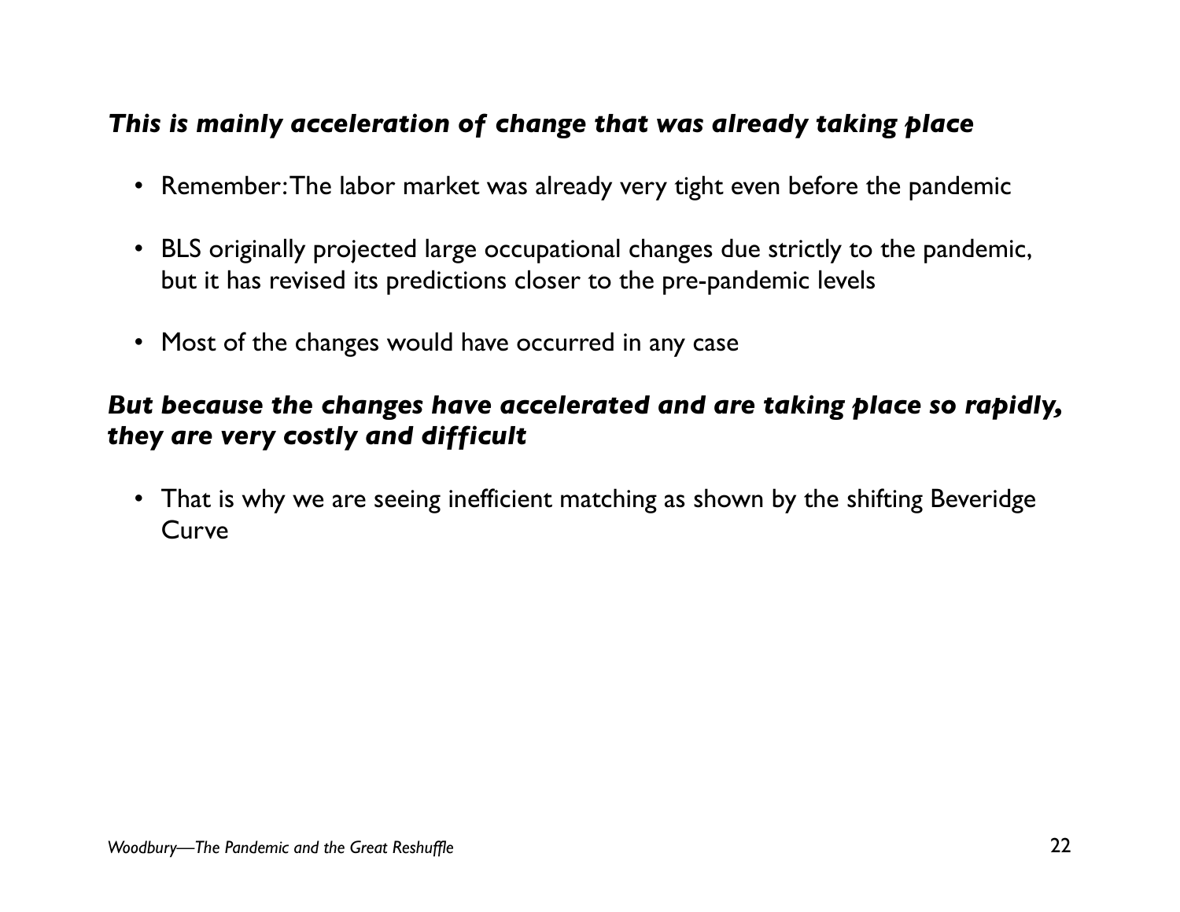***This is mainly acceleration of change that was already taking place***

- Remember: The labor market was already very tight even before the pandemic
- BLS originally projected large occupational changes due strictly to the pandemic, but it has revised its predictions closer to the pre-pandemic levels
- Most of the changes would have occurred in any case

***But because the changes have accelerated and are taking place so rapidly, they are very costly and difficult***

- That is why we are seeing inefficient matching as shown by the shifting Beveridge Curve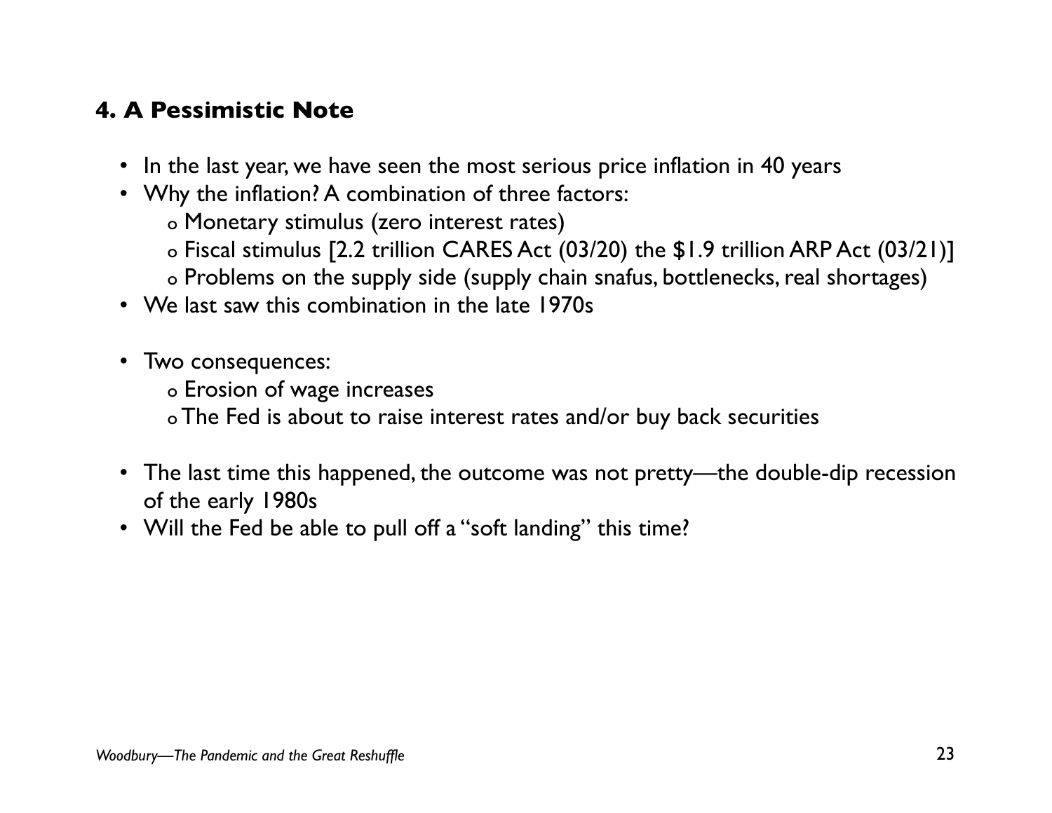## 4. A Pessimistic Note

- In the last year, we have seen the most serious price inflation in 40 years
- Why the inflation? A combination of three factors:
  - Monetary stimulus (zero interest rates)
  - Fiscal stimulus [2.2 trillion CARES Act (03/20) the $1.9 trillion ARP Act (03/21)]
  - Problems on the supply side (supply chain snafus, bottlenecks, real shortages)
- We last saw this combination in the late 1970s

- Two consequences:
  - Erosion of wage increases
  - The Fed is about to raise interest rates and/or buy back securities

- The last time this happened, the outcome was not pretty—the double-dip recession of the early 1980s
- Will the Fed be able to pull off a "soft landing" this time?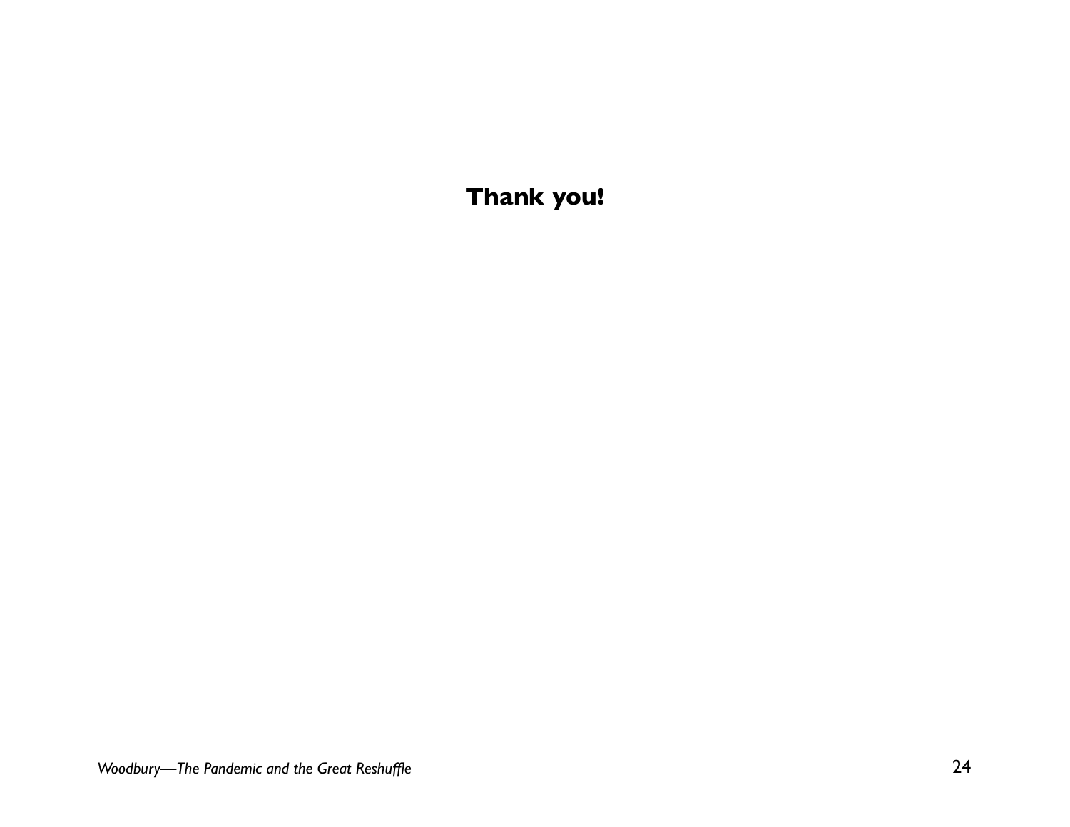**Thank you!**